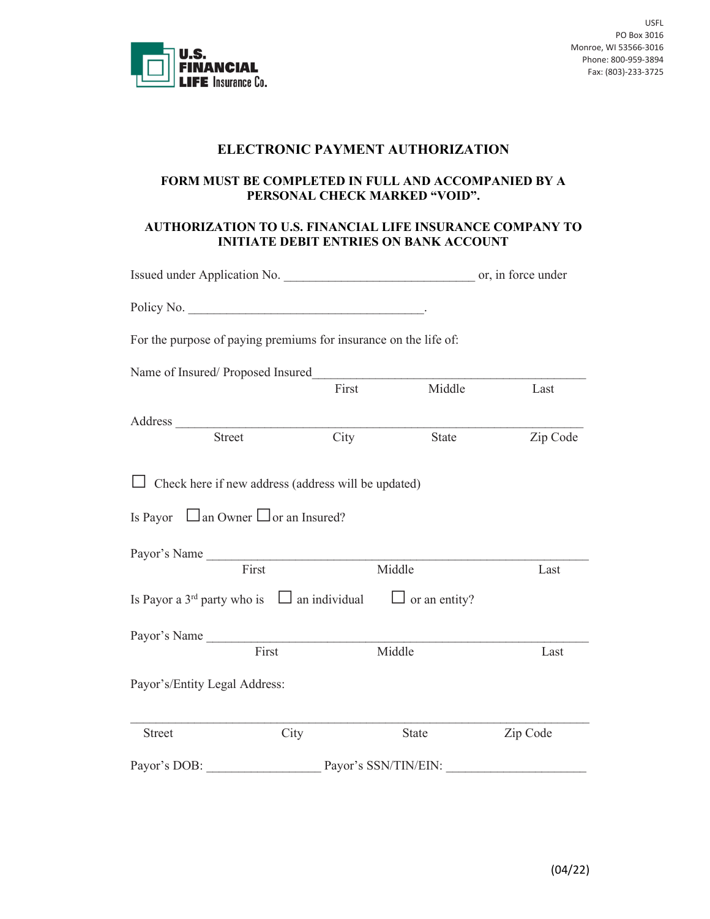U.S. FINANCIAL LIFE Insurance Co.

USFL
PO Box 3016
Monroe, WI 53566-3016
Phone: 800-959-3894
Fax: (803)-233-3725

# ELECTRONIC PAYMENT AUTHORIZATION

## FORM MUST BE COMPLETED IN FULL AND ACCOMPANIED BY A PERSONAL CHECK MARKED "VOID".

## AUTHORIZATION TO U.S. FINANCIAL LIFE INSURANCE COMPANY TO INITIATE DEBIT ENTRIES ON BANK ACCOUNT

Issued under Application No. ______________________________ or, in force under

Policy No. _____________________________________.

For the purpose of paying premiums for insurance on the life of:

Name of Insured/ Proposed Insured___________________________________________

First Middle Last

Address _________________________________________________________________

Street City State Zip Code

☐ Check here if new address (address will be updated)

Is Payor ☐ an Owner ☐ or an Insured?

Payor's Name _____________________________________________________________

First Middle Last

Is Payor a 3rd party who is ☐ an individual ☐ or an entity?

Payor's Name _____________________________________________________________

First Middle Last

Payor's/Entity Legal Address:

_________________________________________________________________________

Street City State Zip Code

Payor's DOB: _________________ Payor's SSN/TIN/EIN: _____________________

(04/22)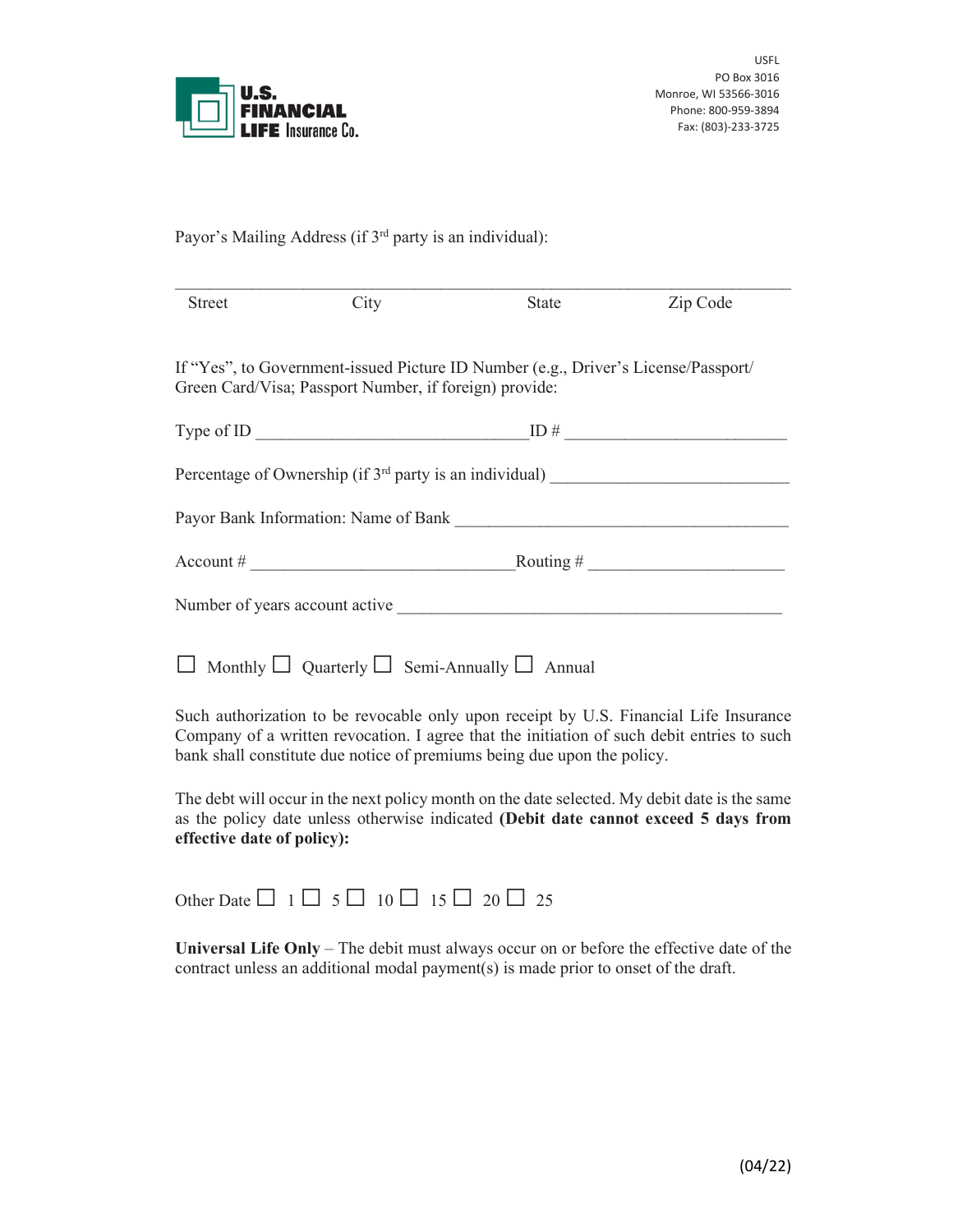**U.S. FINANCIAL LIFE Insurance Co.**

USFL
PO Box 3016
Monroe, WI 53566-3016
Phone: 800-959-3894
Fax: (803)-233-3725

Payor's Mailing Address (if 3rd party is an individual):

_______________________________________________________________

Street City State Zip Code

If "Yes", to Government-issued Picture ID Number (e.g., Driver's License/Passport/ Green Card/Visa; Passport Number, if foreign) provide:

Type of ID ______________________________ ID # ________________________

Percentage of Ownership (if 3rd party is an individual) __________________________

Payor Bank Information: Name of Bank ____________________________________

Account # ____________________________ Routing # _____________________

Number of years account active __________________________________________

☐ Monthly ☐ Quarterly ☐ Semi-Annually ☐ Annual

Such authorization to be revocable only upon receipt by U.S. Financial Life Insurance Company of a written revocation. I agree that the initiation of such debit entries to such bank shall constitute due notice of premiums being due upon the policy.

The debit will occur in the next policy month on the date selected. My debit date is the same as the policy date unless otherwise indicated **(Debit date cannot exceed 5 days from effective date of policy):**

Other Date ☐ 1 ☐ 5 ☐ 10 ☐ 15 ☐ 20 ☐ 25

**Universal Life Only** – The debit must always occur on or before the effective date of the contract unless an additional modal payment(s) is made prior to onset of the draft.

(04/22)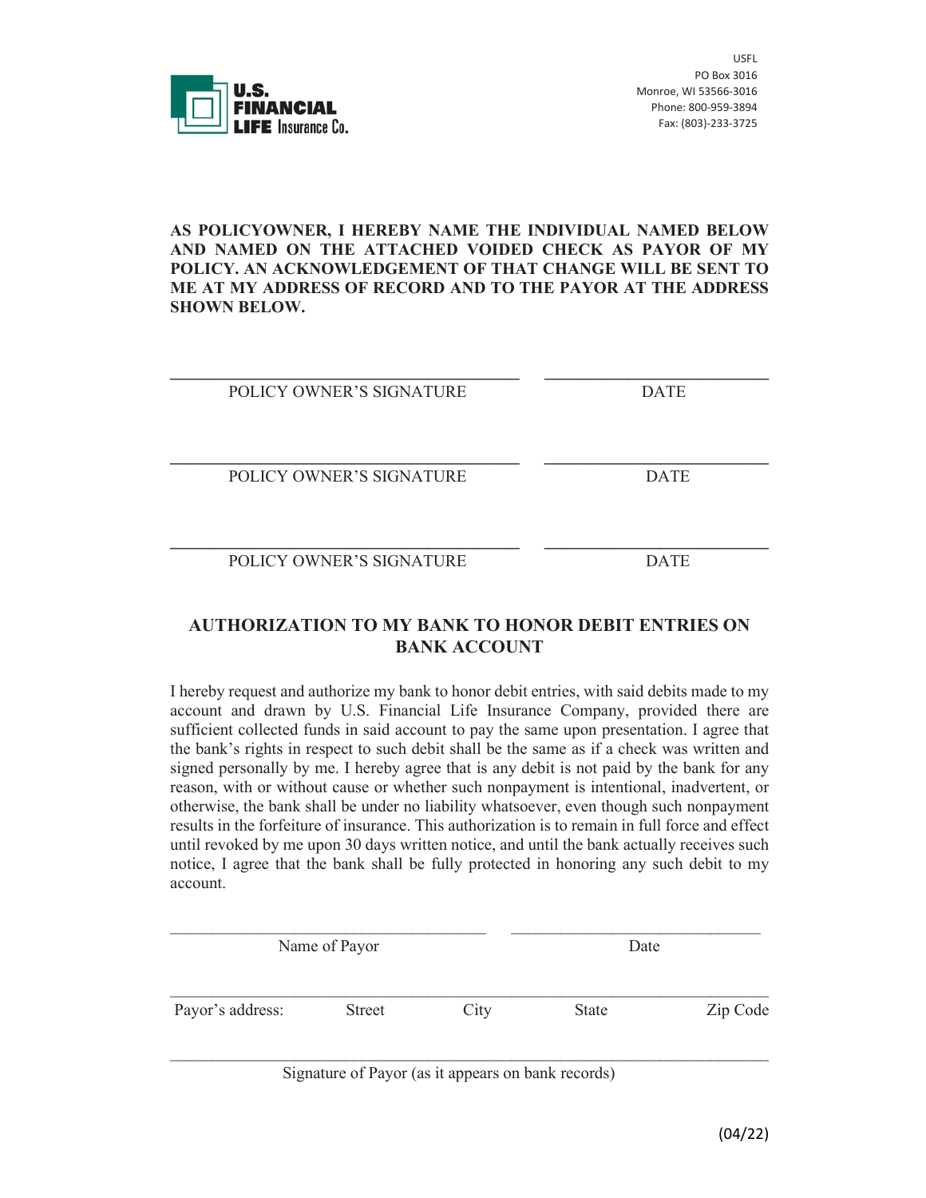U.S. FINANCIAL LIFE Insurance Co.

USFL
PO Box 3016
Monroe, WI 53566-3016
Phone: 800-959-3894
Fax: (803)-233-3725

**AS POLICYOWNER, I HEREBY NAME THE INDIVIDUAL NAMED BELOW AND NAMED ON THE ATTACHED VOIDED CHECK AS PAYOR OF MY POLICY. AN ACKNOWLEDGEMENT OF THAT CHANGE WILL BE SENT TO ME AT MY ADDRESS OF RECORD AND TO THE PAYOR AT THE ADDRESS SHOWN BELOW.**

_______________________________________ POLICY OWNER'S SIGNATURE

_________________________ DATE

_______________________________________ POLICY OWNER'S SIGNATURE

_________________________ DATE

_______________________________________ POLICY OWNER'S SIGNATURE

_________________________ DATE

## AUTHORIZATION TO MY BANK TO HONOR DEBIT ENTRIES ON BANK ACCOUNT

I hereby request and authorize my bank to honor debit entries, with said debits made to my account and drawn by U.S. Financial Life Insurance Company, provided there are sufficient collected funds in said account to pay the same upon presentation. I agree that the bank's rights in respect to such debit shall be the same as if a check was written and signed personally by me. I hereby agree that is any debit is not paid by the bank for any reason, with or without cause or whether such nonpayment is intentional, inadvertent, or otherwise, the bank shall be under no liability whatsoever, even though such nonpayment results in the forfeiture of insurance. This authorization is to remain in full force and effect until revoked by me upon 30 days written notice, and until the bank actually receives such notice, I agree that the bank shall be fully protected in honoring any such debit to my account.

_______________________________________ Name of Payor

_________________________ Date

_____________________________________________________________________

Payor's address: Street City State Zip Code

_____________________________________________________________________

Signature of Payor (as it appears on bank records)

(04/22)